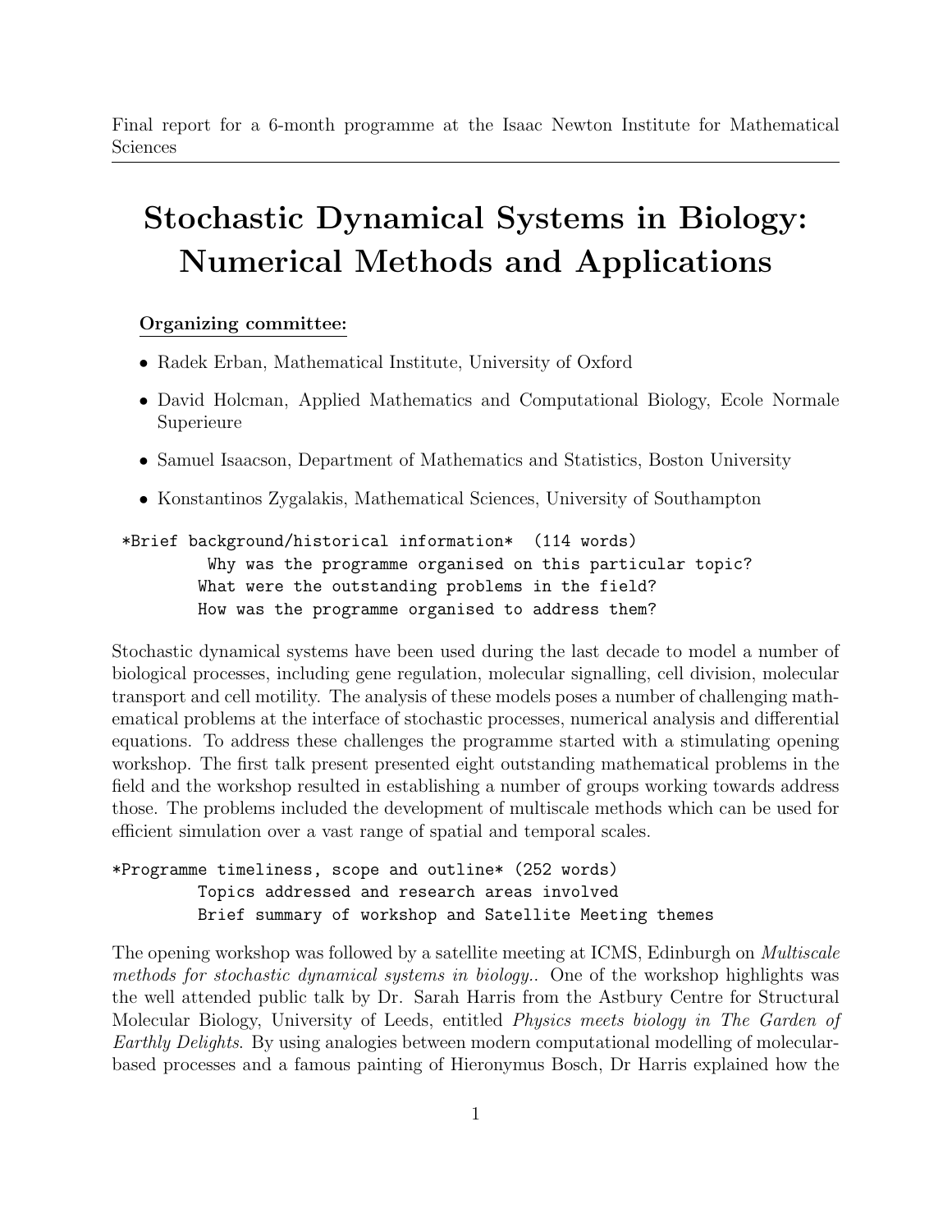Final report for a 6-month programme at the Isaac Newton Institute for Mathematical Sciences

# Stochastic Dynamical Systems in Biology: Numerical Methods and Applications

**Organizing committee:**

- Radek Erban, Mathematical Institute, University of Oxford
- David Holcman, Applied Mathematics and Computational Biology, Ecole Normale Superieure
- Samuel Isaacson, Department of Mathematics and Statistics, Boston University
- Konstantinos Zygalakis, Mathematical Sciences, University of Southampton

```
*Brief background/historical information*  (114 words)
         Why was the programme organised on this particular topic?
        What were the outstanding problems in the field?
        How was the programme organised to address them?
```

Stochastic dynamical systems have been used during the last decade to model a number of biological processes, including gene regulation, molecular signalling, cell division, molecular transport and cell motility. The analysis of these models poses a number of challenging mathematical problems at the interface of stochastic processes, numerical analysis and differential equations. To address these challenges the programme started with a stimulating opening workshop. The first talk present presented eight outstanding mathematical problems in the field and the workshop resulted in establishing a number of groups working towards address those. The problems included the development of multiscale methods which can be used for efficient simulation over a vast range of spatial and temporal scales.

```
*Programme timeliness, scope and outline* (252 words)
        Topics addressed and research areas involved
        Brief summary of workshop and Satellite Meeting themes
```

The opening workshop was followed by a satellite meeting at ICMS, Edinburgh on *Multiscale methods for stochastic dynamical systems in biology.*. One of the workshop highlights was the well attended public talk by Dr. Sarah Harris from the Astbury Centre for Structural Molecular Biology, University of Leeds, entitled *Physics meets biology in The Garden of Earthly Delights*. By using analogies between modern computational modelling of molecular-based processes and a famous painting of Hieronymus Bosch, Dr Harris explained how the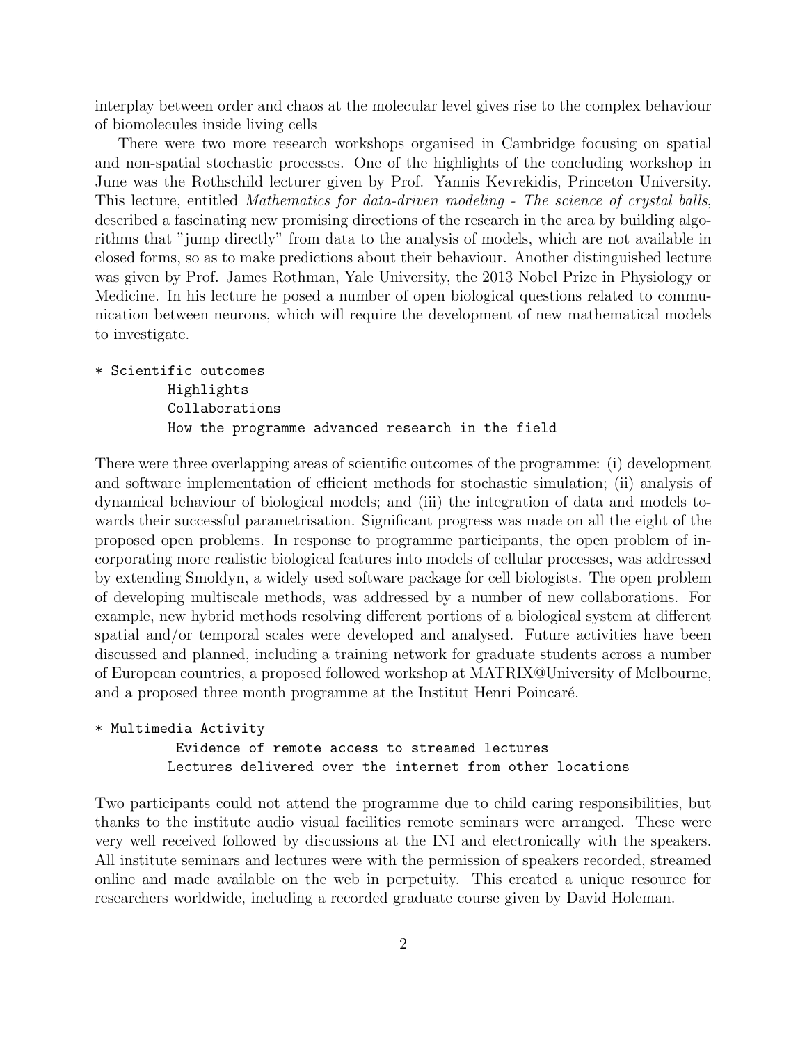interplay between order and chaos at the molecular level gives rise to the complex behaviour of biomolecules inside living cells

There were two more research workshops organised in Cambridge focusing on spatial and non-spatial stochastic processes. One of the highlights of the concluding workshop in June was the Rothschild lecturer given by Prof. Yannis Kevrekidis, Princeton University. This lecture, entitled *Mathematics for data-driven modeling - The science of crystal balls*, described a fascinating new promising directions of the research in the area by building algorithms that "jump directly" from data to the analysis of models, which are not available in closed forms, so as to make predictions about their behaviour. Another distinguished lecture was given by Prof. James Rothman, Yale University, the 2013 Nobel Prize in Physiology or Medicine. In his lecture he posed a number of open biological questions related to communication between neurons, which will require the development of new mathematical models to investigate.

```
* Scientific outcomes
        Highlights
        Collaborations
        How the programme advanced research in the field
```

There were three overlapping areas of scientific outcomes of the programme: (i) development and software implementation of efficient methods for stochastic simulation; (ii) analysis of dynamical behaviour of biological models; and (iii) the integration of data and models towards their successful parametrisation. Significant progress was made on all the eight of the proposed open problems. In response to programme participants, the open problem of incorporating more realistic biological features into models of cellular processes, was addressed by extending Smoldyn, a widely used software package for cell biologists. The open problem of developing multiscale methods, was addressed by a number of new collaborations. For example, new hybrid methods resolving different portions of a biological system at different spatial and/or temporal scales were developed and analysed. Future activities have been discussed and planned, including a training network for graduate students across a number of European countries, a proposed followed workshop at MATRIX@University of Melbourne, and a proposed three month programme at the Institut Henri Poincaré.

```
* Multimedia Activity
         Evidence of remote access to streamed lectures
        Lectures delivered over the internet from other locations
```

Two participants could not attend the programme due to child caring responsibilities, but thanks to the institute audio visual facilities remote seminars were arranged. These were very well received followed by discussions at the INI and electronically with the speakers. All institute seminars and lectures were with the permission of speakers recorded, streamed online and made available on the web in perpetuity. This created a unique resource for researchers worldwide, including a recorded graduate course given by David Holcman.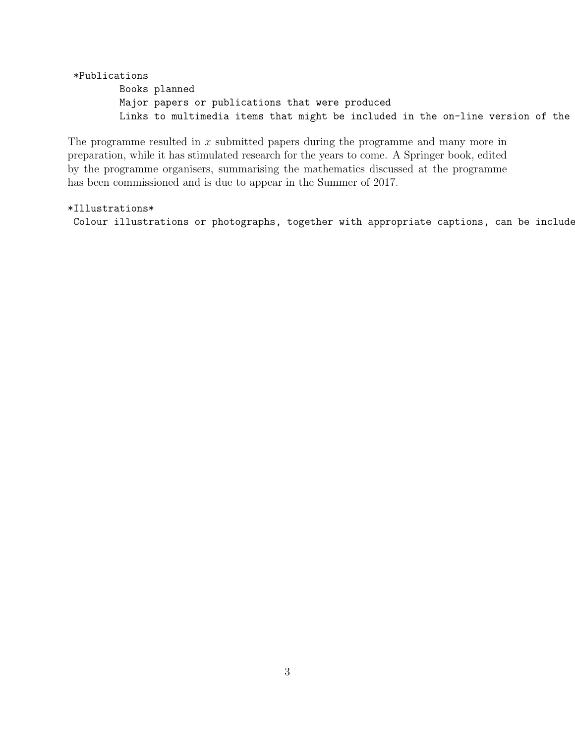*Publications
Books planned
Major papers or publications that were produced
Links to multimedia items that might be included in the on-line version of the

The programme resulted in $x$ submitted papers during the programme and many more in preparation, while it has stimulated research for the years to come. A Springer book, edited by the programme organisers, summarising the mathematics discussed at the programme has been commissioned and is due to appear in the Summer of 2017.

*Illustrations*
Colour illustrations or photographs, together with appropriate captions, can be include